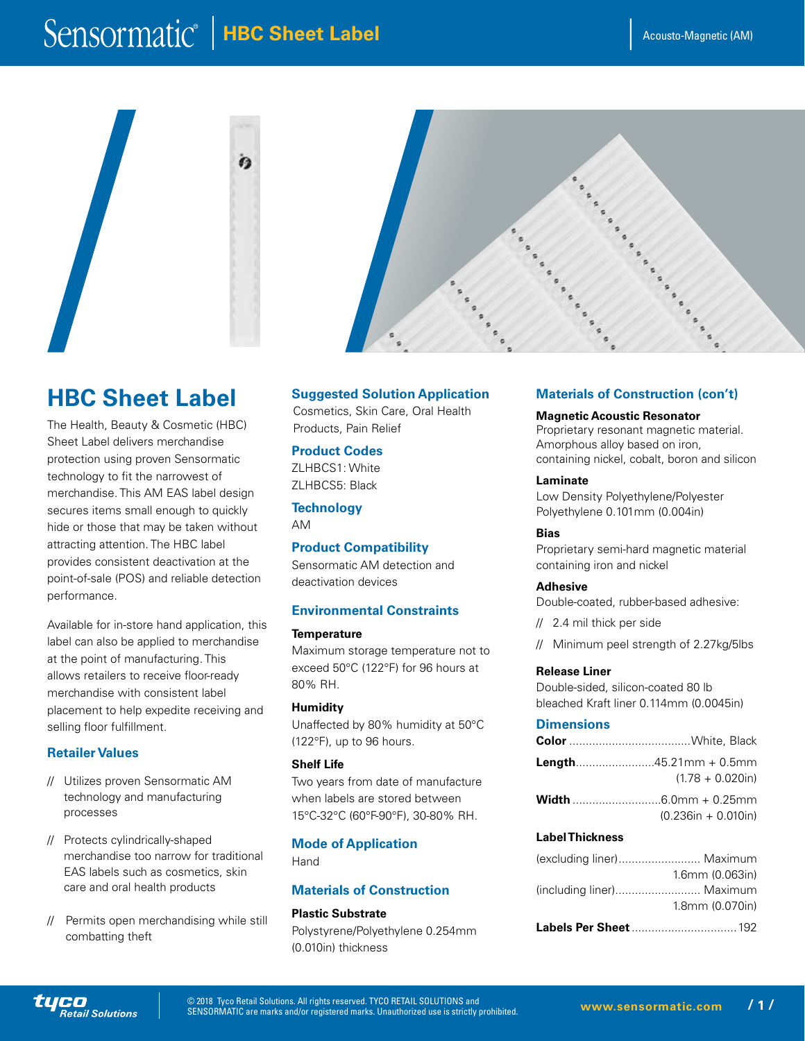# HBC Sheet Label

Acousto-Magnetic (AM)

## HBC Sheet Label

The Health, Beauty & Cosmetic (HBC) Sheet Label delivers merchandise protection using proven Sensormatic technology to fit the narrowest of merchandise. This AM EAS label design secures items small enough to quickly hide or those that may be taken without attracting attention. The HBC label provides consistent deactivation at the point-of-sale (POS) and reliable detection performance.

Available for in-store hand application, this label can also be applied to merchandise at the point of manufacturing. This allows retailers to receive floor-ready merchandise with consistent label placement to help expedite receiving and selling floor fulfillment.

### Retailer Values

- // Utilizes proven Sensormatic AM technology and manufacturing processes
- // Protects cylindrically-shaped merchandise too narrow for traditional EAS labels such as cosmetics, skin care and oral health products
- // Permits open merchandising while still combatting theft

### Suggested Solution Application

Cosmetics, Skin Care, Oral Health Products, Pain Relief

### Product Codes

ZLHBCS1: White
ZLHBCS5: Black

### Technology

AM

### Product Compatibility

Sensormatic AM detection and deactivation devices

### Environmental Constraints

**Temperature**
Maximum storage temperature not to exceed 50°C (122°F) for 96 hours at 80% RH.

**Humidity**
Unaffected by 80% humidity at 50°C (122°F), up to 96 hours.

**Shelf Life**
Two years from date of manufacture when labels are stored between 15°C-32°C (60°F-90°F), 30-80% RH.

### Mode of Application

Hand

### Materials of Construction

**Plastic Substrate**
Polystyrene/Polyethylene 0.254mm (0.010in) thickness

### Materials of Construction (con't)

**Magnetic Acoustic Resonator**
Proprietary resonant magnetic material. Amorphous alloy based on iron, containing nickel, cobalt, boron and silicon

**Laminate**
Low Density Polyethylene/Polyester Polyethylene 0.101mm (0.004in)

**Bias**
Proprietary semi-hard magnetic material containing iron and nickel

**Adhesive**
Double-coated, rubber-based adhesive:

- // 2.4 mil thick per side
- // Minimum peel strength of 2.27kg/5lbs

**Release Liner**
Double-sided, silicon-coated 80 lb bleached Kraft liner 0.114mm (0.0045in)

### Dimensions

**Color** ..................................... White, Black

**Length** ........................ 45.21mm + 0.5mm (1.78 + 0.020in)

**Width** ........................... 6.0mm + 0.25mm (0.236in + 0.010in)

**Label Thickness**

(excluding liner) ......................... Maximum 1.6mm (0.063in)

(including liner) .......................... Maximum 1.8mm (0.070in)

**Labels Per Sheet** ................................ 192

© 2018 Tyco Retail Solutions. All rights reserved. TYCO RETAIL SOLUTIONS and SENSORMATIC are marks and/or registered marks. Unauthorized use is strictly prohibited.

www.sensormatic.com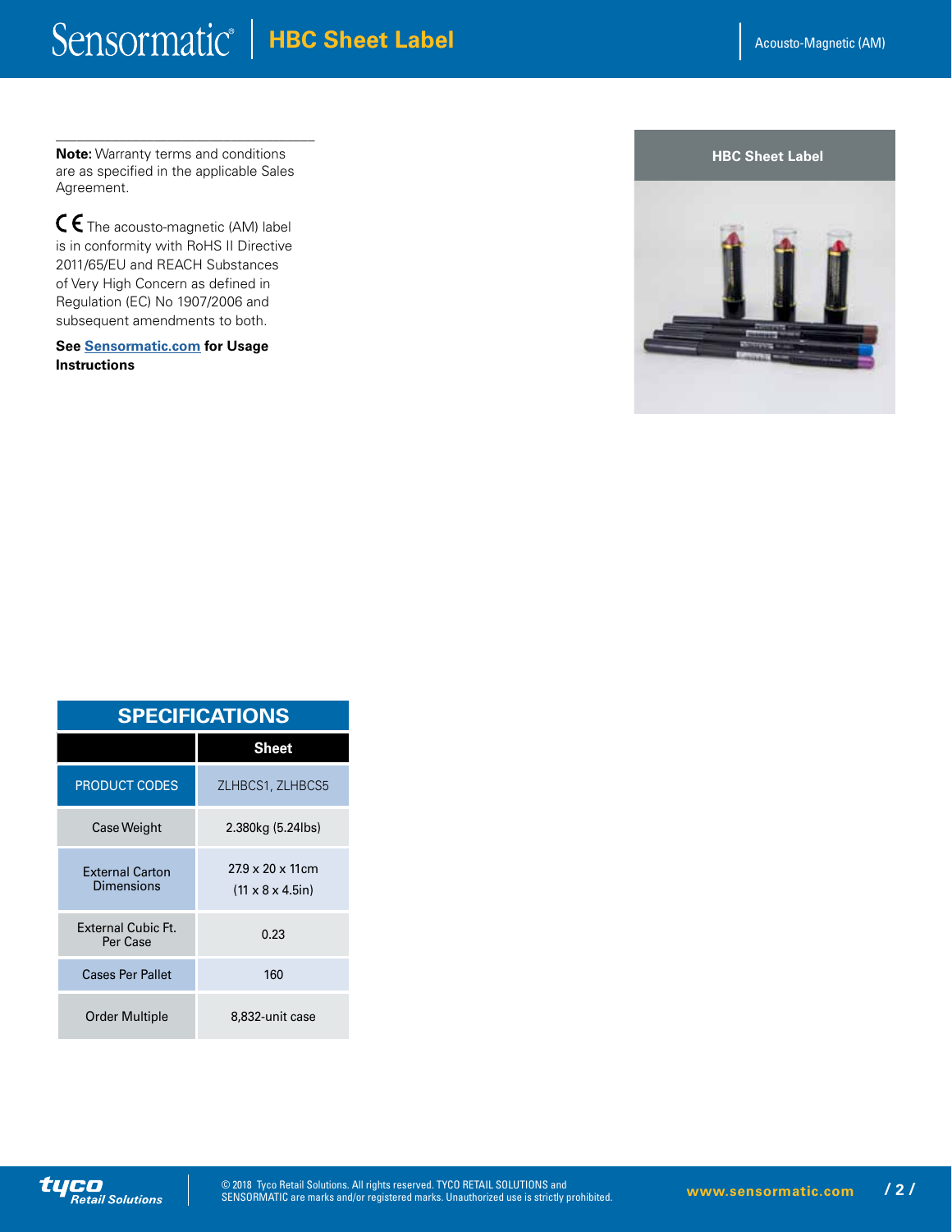**Note:** Warranty terms and conditions are as specified in the applicable Sales Agreement.

CE The acousto-magnetic (AM) label is in conformity with RoHS II Directive 2011/65/EU and REACH Substances of Very High Concern as defined in Regulation (EC) No 1907/2006 and subsequent amendments to both.

**See Sensormatic.com for Usage Instructions**

HBC Sheet Label

## SPECIFICATIONS

| | Sheet |
|---|---|
| PRODUCT CODES | ZLHBCS1, ZLHBCS5 |
| Case Weight | 2.380kg (5.24lbs) |
| External Carton Dimensions | 27.9 x 20 x 11cm (11 x 8 x 4.5in) |
| External Cubic Ft. Per Case | 0.23 |
| Cases Per Pallet | 160 |
| Order Multiple | 8,832-unit case |

© 2018 Tyco Retail Solutions. All rights reserved. TYCO RETAIL SOLUTIONS and SENSORMATIC are marks and/or registered marks. Unauthorized use is strictly prohibited.